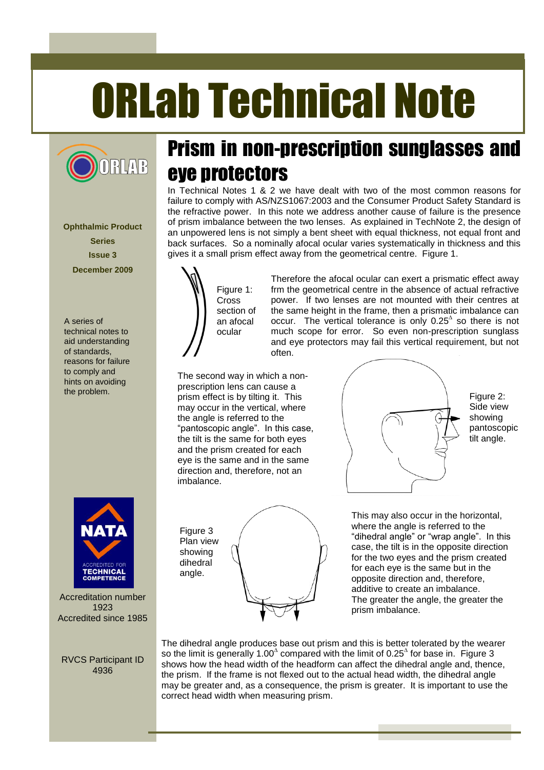# ORLab Technical Note

**Ophthalmic Product Series**
**Issue 3**
**December 2009**

A series of technical notes to aid understanding of standards, reasons for failure to comply and hints on avoiding the problem.

## Prism in non-prescription sunglasses and eye protectors

In Technical Notes 1 & 2 we have dealt with two of the most common reasons for failure to comply with AS/NZS1067:2003 and the Consumer Product Safety Standard is the refractive power. In this note we address another cause of failure is the presence of prism imbalance between the two lenses. As explained in TechNote 2, the design of an unpowered lens is not simply a bent sheet with equal thickness, not equal front and back surfaces. So a nominally afocal ocular varies systematically in thickness and this gives it a small prism effect away from the geometrical centre. Figure 1.

Figure 1: Cross section of an afocal ocular

Therefore the afocal ocular can exert a prismatic effect away frm the geometrical centre in the absence of actual refractive power. If two lenses are not mounted with their centres at the same height in the frame, then a prismatic imbalance can occur. The vertical tolerance is only $0.25^{\Delta}$ so there is not much scope for error. So even non-prescription sunglass and eye protectors may fail this vertical requirement, but not often.

The second way in which a non-prescription lens can cause a prism effect is by tilting it. This may occur in the vertical, where the angle is referred to the "pantoscopic angle". In this case, the tilt is the same for both eyes and the prism created for each eye is the same and in the same direction and, therefore, not an imbalance.

Figure 2: Side view showing pantoscopic tilt angle.

Figure 3 Plan view showing dihedral angle.

This may also occur in the horizontal, where the angle is referred to the "dihedral angle" or "wrap angle". In this case, the tilt is in the opposite direction for the two eyes and the prism created for each eye is the same but in the opposite direction and, therefore, additive to create an imbalance. The greater the angle, the greater the prism imbalance.

The dihedral angle produces base out prism and this is better tolerated by the wearer so the limit is generally $1.00^{\Delta}$ compared with the limit of $0.25^{\Delta}$ for base in. Figure 3 shows how the head width of the headform can affect the dihedral angle and, thence, the prism. If the frame is not flexed out to the actual head width, the dihedral angle may be greater and, as a consequence, the prism is greater. It is important to use the correct head width when measuring prism.

NATA ACCREDITED FOR TECHNICAL COMPETENCE

Accreditation number 1923
Accredited since 1985

RVCS Participant ID 4936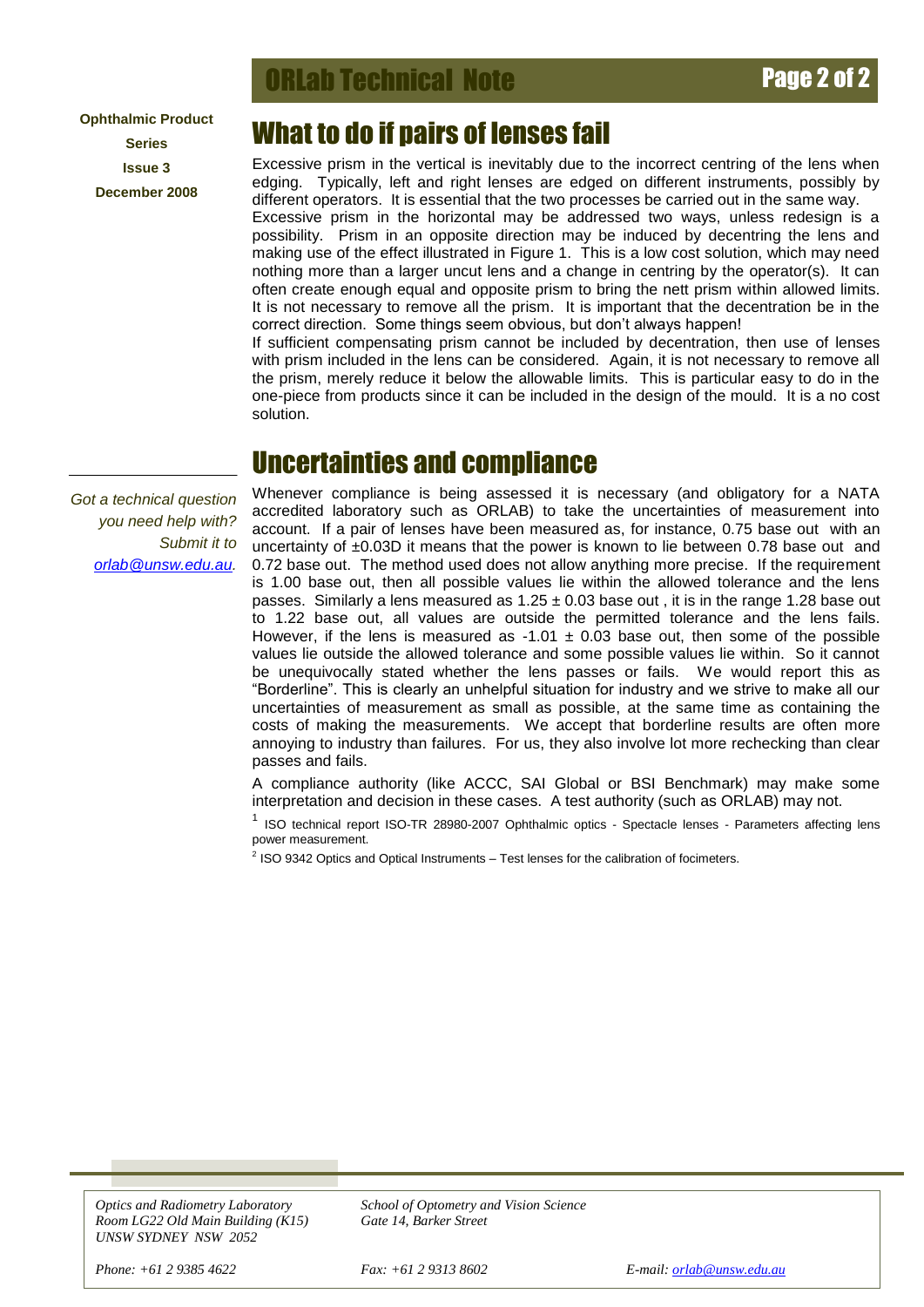**Ophthalmic Product Series**
**Issue 3**
**December 2008**

## What to do if pairs of lenses fail

Excessive prism in the vertical is inevitably due to the incorrect centring of the lens when edging. Typically, left and right lenses are edged on different instruments, possibly by different operators. It is essential that the two processes be carried out in the same way.
Excessive prism in the horizontal may be addressed two ways, unless redesign is a possibility. Prism in an opposite direction may be induced by decentring the lens and making use of the effect illustrated in Figure 1. This is a low cost solution, which may need nothing more than a larger uncut lens and a change in centring by the operator(s). It can often create enough equal and opposite prism to bring the nett prism within allowed limits. It is not necessary to remove all the prism. It is important that the decentration be in the correct direction. Some things seem obvious, but don't always happen!
If sufficient compensating prism cannot be included by decentration, then use of lenses with prism included in the lens can be considered. Again, it is not necessary to remove all the prism, merely reduce it below the allowable limits. This is particular easy to do in the one-piece from products since it can be included in the design of the mould. It is a no cost solution.

## Uncertainties and compliance

*Got a technical question you need help with? Submit it to orlab@unsw.edu.au.*

Whenever compliance is being assessed it is necessary (and obligatory for a NATA accredited laboratory such as ORLAB) to take the uncertainties of measurement into account. If a pair of lenses have been measured as, for instance, 0.75 base out with an uncertainty of ±0.03D it means that the power is known to lie between 0.78 base out and 0.72 base out. The method used does not allow anything more precise. If the requirement is 1.00 base out, then all possible values lie within the allowed tolerance and the lens passes. Similarly a lens measured as 1.25 ± 0.03 base out , it is in the range 1.28 base out to 1.22 base out, all values are outside the permitted tolerance and the lens fails. However, if the lens is measured as -1.01 ± 0.03 base out, then some of the possible values lie outside the allowed tolerance and some possible values lie within. So it cannot be unequivocally stated whether the lens passes or fails. We would report this as "Borderline". This is clearly an unhelpful situation for industry and we strive to make all our uncertainties of measurement as small as possible, at the same time as containing the costs of making the measurements. We accept that borderline results are often more annoying to industry than failures. For us, they also involve lot more rechecking than clear passes and fails.

A compliance authority (like ACCC, SAI Global or BSI Benchmark) may make some interpretation and decision in these cases. A test authority (such as ORLAB) may not.

[1] ISO technical report ISO-TR 28980-2007 Ophthalmic optics - Spectacle lenses - Parameters affecting lens power measurement.

[2] ISO 9342 Optics and Optical Instruments – Test lenses for the calibration of focimeters.

*Optics and Radiometry Laboratory*
*Room LG22 Old Main Building (K15)*
*UNSW SYDNEY NSW 2052*

*School of Optometry and Vision Science*
*Gate 14, Barker Street*

*Phone: +61 2 9385 4622* *Fax: +61 2 9313 8602* *E-mail: orlab@unsw.edu.au*